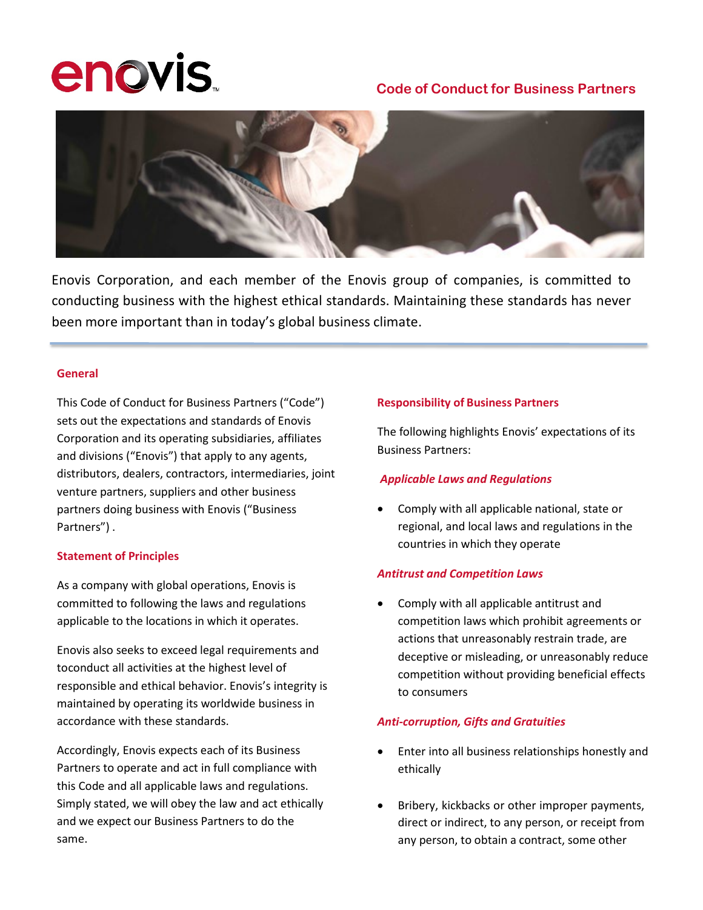enovis

## Code of Conduct for Business Partners

Enovis Corporation, and each member of the Enovis group of companies, is committed to conducting business with the highest ethical standards. Maintaining these standards has never been more important than in today's global business climate.

### General

This Code of Conduct for Business Partners ("Code") sets out the expectations and standards of Enovis Corporation and its operating subsidiaries, affiliates and divisions ("Enovis") that apply to any agents, distributors, dealers, contractors, intermediaries, joint venture partners, suppliers and other business partners doing business with Enovis ("Business Partners") .

### Statement of Principles

As a company with global operations, Enovis is committed to following the laws and regulations applicable to the locations in which it operates.

Enovis also seeks to exceed legal requirements and toconduct all activities at the highest level of responsible and ethical behavior. Enovis's integrity is maintained by operating its worldwide business in accordance with these standards.

Accordingly, Enovis expects each of its Business Partners to operate and act in full compliance with this Code and all applicable laws and regulations. Simply stated, we will obey the law and act ethically and we expect our Business Partners to do the same.

### Responsibility of Business Partners

The following highlights Enovis' expectations of its Business Partners:

#### *Applicable Laws and Regulations*

- Comply with all applicable national, state or regional, and local laws and regulations in the countries in which they operate

#### *Antitrust and Competition Laws*

- Comply with all applicable antitrust and competition laws which prohibit agreements or actions that unreasonably restrain trade, are deceptive or misleading, or unreasonably reduce competition without providing beneficial effects to consumers

#### *Anti-corruption, Gifts and Gratuities*

- Enter into all business relationships honestly and ethically
- Bribery, kickbacks or other improper payments, direct or indirect, to any person, or receipt from any person, to obtain a contract, some other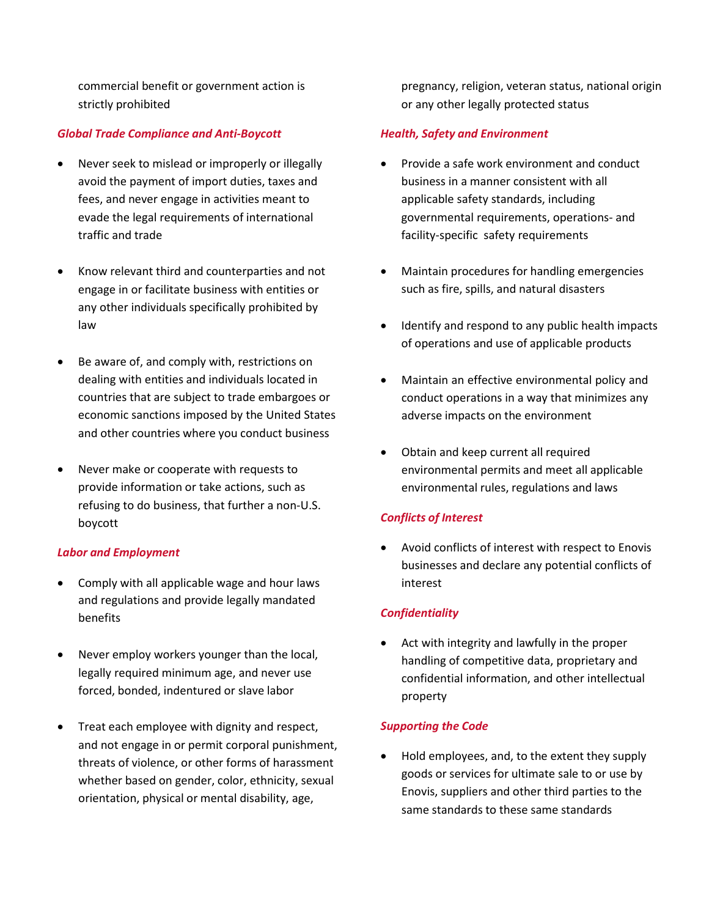commercial benefit or government action is strictly prohibited

*Global Trade Compliance and Anti-Boycott*

- Never seek to mislead or improperly or illegally avoid the payment of import duties, taxes and fees, and never engage in activities meant to evade the legal requirements of international traffic and trade

- Know relevant third and counterparties and not engage in or facilitate business with entities or any other individuals specifically prohibited by law

- Be aware of, and comply with, restrictions on dealing with entities and individuals located in countries that are subject to trade embargoes or economic sanctions imposed by the United States and other countries where you conduct business

- Never make or cooperate with requests to provide information or take actions, such as refusing to do business, that further a non-U.S. boycott

*Labor and Employment*

- Comply with all applicable wage and hour laws and regulations and provide legally mandated benefits

- Never employ workers younger than the local, legally required minimum age, and never use forced, bonded, indentured or slave labor

- Treat each employee with dignity and respect, and not engage in or permit corporal punishment, threats of violence, or other forms of harassment whether based on gender, color, ethnicity, sexual orientation, physical or mental disability, age, pregnancy, religion, veteran status, national origin or any other legally protected status

*Health, Safety and Environment*

- Provide a safe work environment and conduct business in a manner consistent with all applicable safety standards, including governmental requirements, operations- and facility-specific safety requirements

- Maintain procedures for handling emergencies such as fire, spills, and natural disasters

- Identify and respond to any public health impacts of operations and use of applicable products

- Maintain an effective environmental policy and conduct operations in a way that minimizes any adverse impacts on the environment

- Obtain and keep current all required environmental permits and meet all applicable environmental rules, regulations and laws

*Conflicts of Interest*

- Avoid conflicts of interest with respect to Enovis businesses and declare any potential conflicts of interest

*Confidentiality*

- Act with integrity and lawfully in the proper handling of competitive data, proprietary and confidential information, and other intellectual property

*Supporting the Code*

- Hold employees, and, to the extent they supply goods or services for ultimate sale to or use by Enovis, suppliers and other third parties to the same standards to these same standards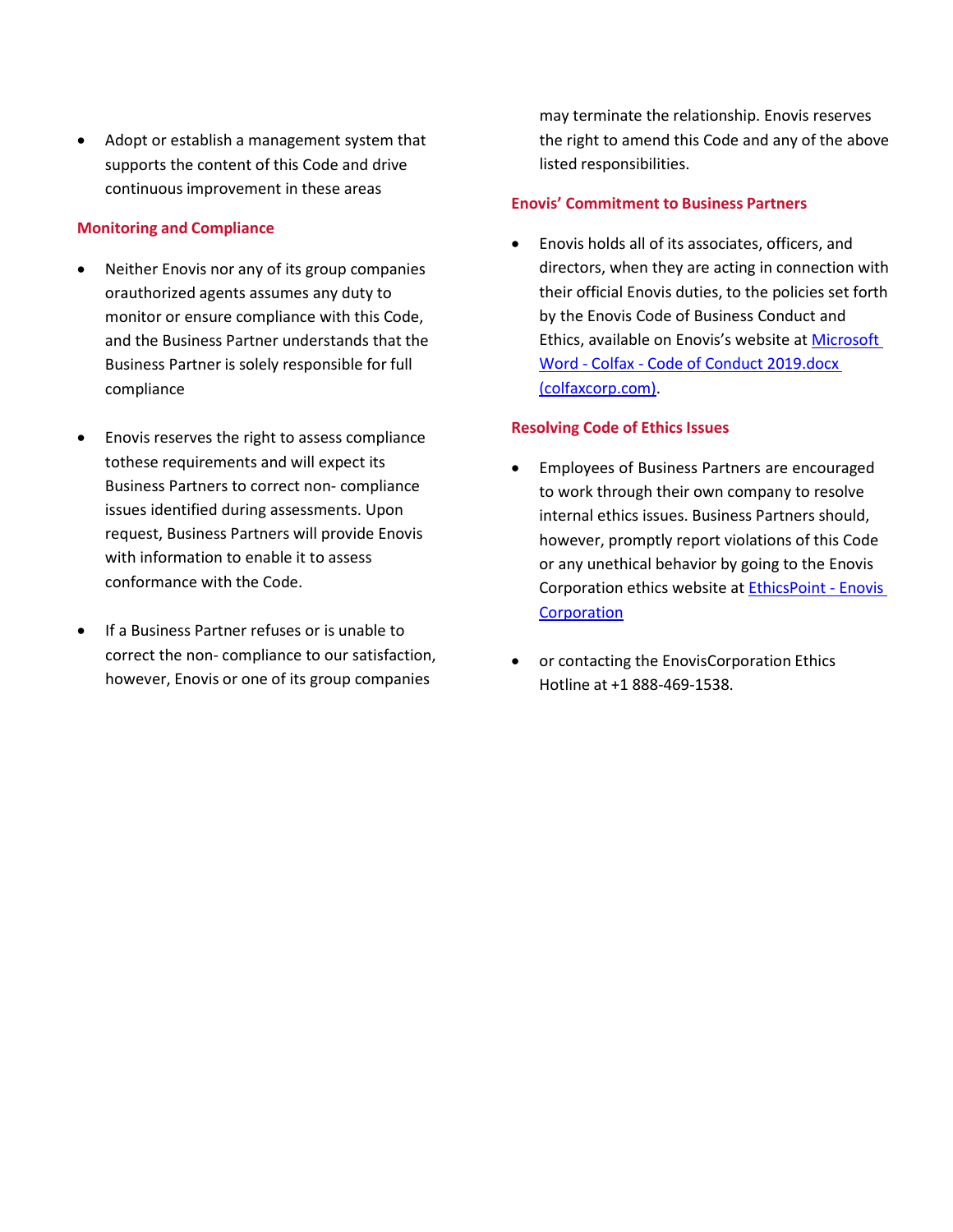- Adopt or establish a management system that supports the content of this Code and drive continuous improvement in these areas

## Monitoring and Compliance

- Neither Enovis nor any of its group companies orauthorized agents assumes any duty to monitor or ensure compliance with this Code, and the Business Partner understands that the Business Partner is solely responsible for full compliance

- Enovis reserves the right to assess compliance tothese requirements and will expect its Business Partners to correct non- compliance issues identified during assessments. Upon request, Business Partners will provide Enovis with information to enable it to assess conformance with the Code.

- If a Business Partner refuses or is unable to correct the non- compliance to our satisfaction, however, Enovis or one of its group companies may terminate the relationship. Enovis reserves the right to amend this Code and any of the above listed responsibilities.

## Enovis' Commitment to Business Partners

- Enovis holds all of its associates, officers, and directors, when they are acting in connection with their official Enovis duties, to the policies set forth by the Enovis Code of Business Conduct and Ethics, available on Enovis's website at [Microsoft Word - Colfax - Code of Conduct 2019.docx (colfaxcorp.com)].

## Resolving Code of Ethics Issues

- Employees of Business Partners are encouraged to work through their own company to resolve internal ethics issues. Business Partners should, however, promptly report violations of this Code or any unethical behavior by going to the Enovis Corporation ethics website at [EthicsPoint - Enovis Corporation]

- or contacting the EnovisCorporation Ethics Hotline at +1 888-469-1538.